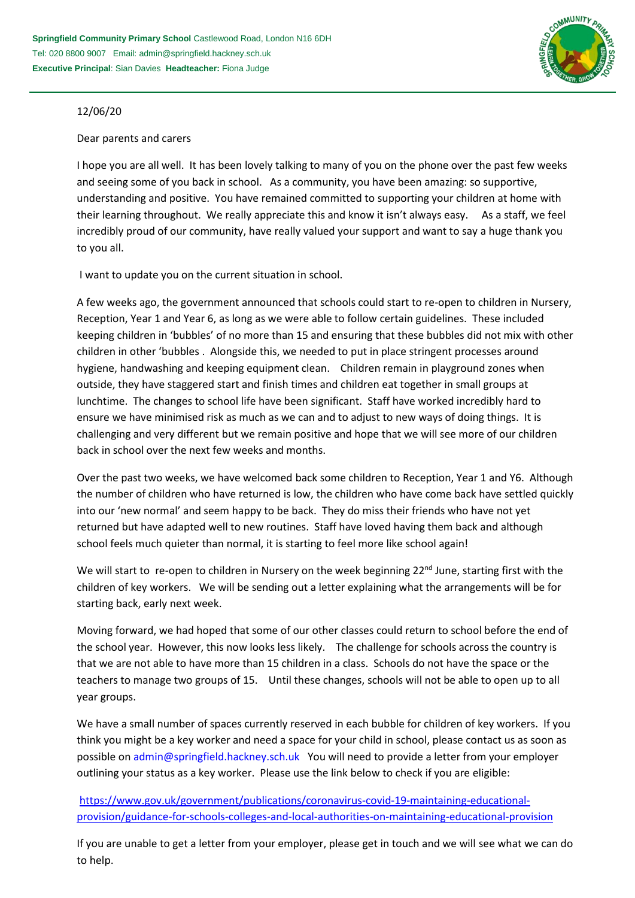**Springfield Community Primary School** Castlewood Road, London N16 6DH
Tel: 020 8800 9007 Email: admin@springfield.hackney.sch.uk
**Executive Principal**: Sian Davies **Headteacher:** Fiona Judge

12/06/20

Dear parents and carers

I hope you are all well. It has been lovely talking to many of you on the phone over the past few weeks and seeing some of you back in school. As a community, you have been amazing: so supportive, understanding and positive. You have remained committed to supporting your children at home with their learning throughout. We really appreciate this and know it isn't always easy. As a staff, we feel incredibly proud of our community, have really valued your support and want to say a huge thank you to you all.

I want to update you on the current situation in school.

A few weeks ago, the government announced that schools could start to re-open to children in Nursery, Reception, Year 1 and Year 6, as long as we were able to follow certain guidelines. These included keeping children in 'bubbles' of no more than 15 and ensuring that these bubbles did not mix with other children in other 'bubbles . Alongside this, we needed to put in place stringent processes around hygiene, handwashing and keeping equipment clean. Children remain in playground zones when outside, they have staggered start and finish times and children eat together in small groups at lunchtime. The changes to school life have been significant. Staff have worked incredibly hard to ensure we have minimised risk as much as we can and to adjust to new ways of doing things. It is challenging and very different but we remain positive and hope that we will see more of our children back in school over the next few weeks and months.

Over the past two weeks, we have welcomed back some children to Reception, Year 1 and Y6. Although the number of children who have returned is low, the children who have come back have settled quickly into our 'new normal' and seem happy to be back. They do miss their friends who have not yet returned but have adapted well to new routines. Staff have loved having them back and although school feels much quieter than normal, it is starting to feel more like school again!

We will start to re-open to children in Nursery on the week beginning 22nd June, starting first with the children of key workers. We will be sending out a letter explaining what the arrangements will be for starting back, early next week.

Moving forward, we had hoped that some of our other classes could return to school before the end of the school year. However, this now looks less likely. The challenge for schools across the country is that we are not able to have more than 15 children in a class. Schools do not have the space or the teachers to manage two groups of 15. Until these changes, schools will not be able to open up to all year groups.

We have a small number of spaces currently reserved in each bubble for children of key workers. If you think you might be a key worker and need a space for your child in school, please contact us as soon as possible on admin@springfield.hackney.sch.uk You will need to provide a letter from your employer outlining your status as a key worker. Please use the link below to check if you are eligible:

https://www.gov.uk/government/publications/coronavirus-covid-19-maintaining-educational-provision/guidance-for-schools-colleges-and-local-authorities-on-maintaining-educational-provision

If you are unable to get a letter from your employer, please get in touch and we will see what we can do to help.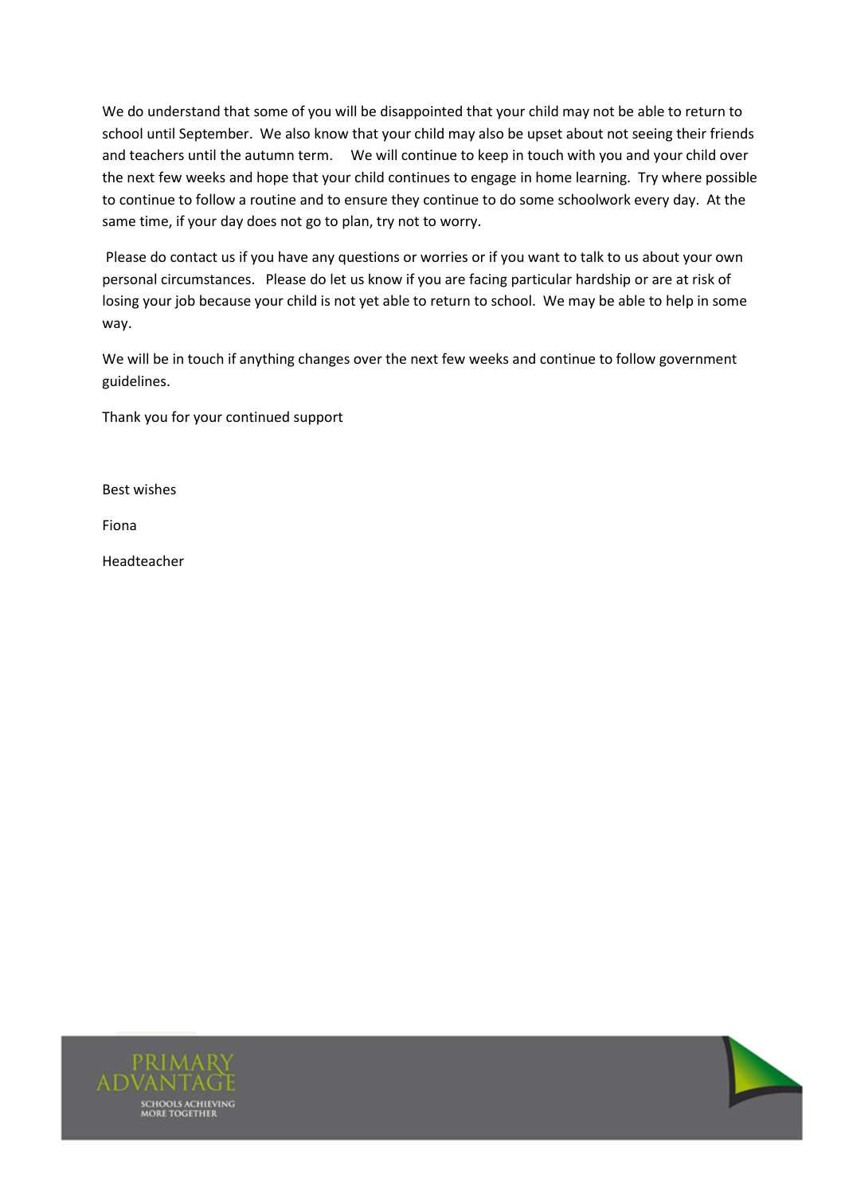We do understand that some of you will be disappointed that your child may not be able to return to school until September. We also know that your child may also be upset about not seeing their friends and teachers until the autumn term. We will continue to keep in touch with you and your child over the next few weeks and hope that your child continues to engage in home learning. Try where possible to continue to follow a routine and to ensure they continue to do some schoolwork every day. At the same time, if your day does not go to plan, try not to worry.

Please do contact us if you have any questions or worries or if you want to talk to us about your own personal circumstances. Please do let us know if you are facing particular hardship or are at risk of losing your job because your child is not yet able to return to school. We may be able to help in some way.

We will be in touch if anything changes over the next few weeks and continue to follow government guidelines.

Thank you for your continued support

Best wishes

Fiona

Headteacher